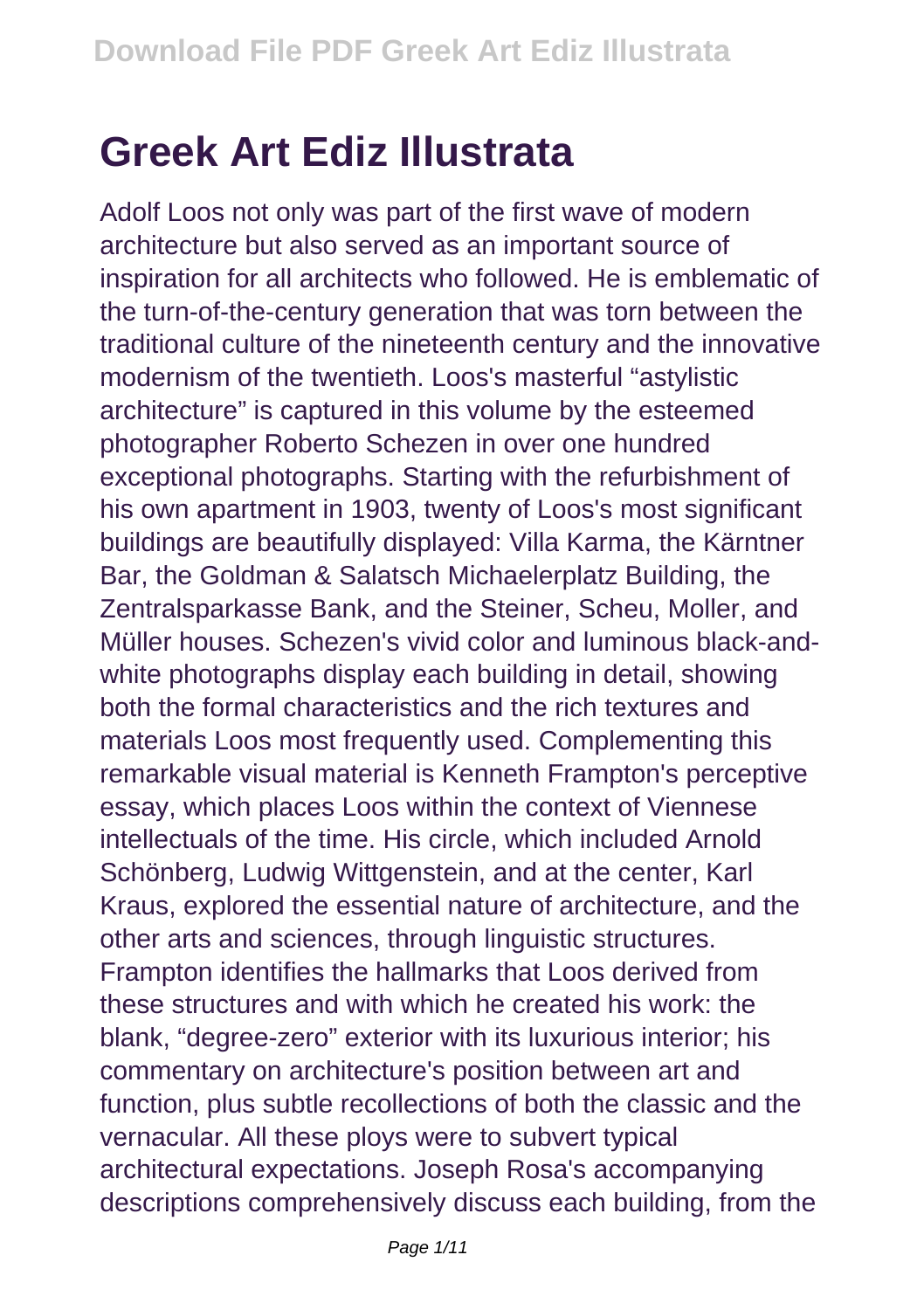# Greek Art Ediz Illustrata

Adolf Loos not only was part of the first wave of modern architecture but also served as an important source of inspiration for all architects who followed. He is emblematic of the turn-of-the-century generation that was torn between the traditional culture of the nineteenth century and the innovative modernism of the twentieth. Loos's masterful "astylistic architecture" is captured in this volume by the esteemed photographer Roberto Schezen in over one hundred exceptional photographs. Starting with the refurbishment of his own apartment in 1903, twenty of Loos's most significant buildings are beautifully displayed: Villa Karma, the Kärntner Bar, the Goldman & Salatsch Michaelerplatz Building, the Zentralsparkasse Bank, and the Steiner, Scheu, Moller, and Müller houses. Schezen's vivid color and luminous black-and-white photographs display each building in detail, showing both the formal characteristics and the rich textures and materials Loos most frequently used. Complementing this remarkable visual material is Kenneth Frampton's perceptive essay, which places Loos within the context of Viennese intellectuals of the time. His circle, which included Arnold Schönberg, Ludwig Wittgenstein, and at the center, Karl Kraus, explored the essential nature of architecture, and the other arts and sciences, through linguistic structures. Frampton identifies the hallmarks that Loos derived from these structures and with which he created his work: the blank, "degree-zero" exterior with its luxurious interior; his commentary on architecture's position between art and function, plus subtle recollections of both the classic and the vernacular. All these ploys were to subvert typical architectural expectations. Joseph Rosa's accompanying descriptions comprehensively discuss each building, from the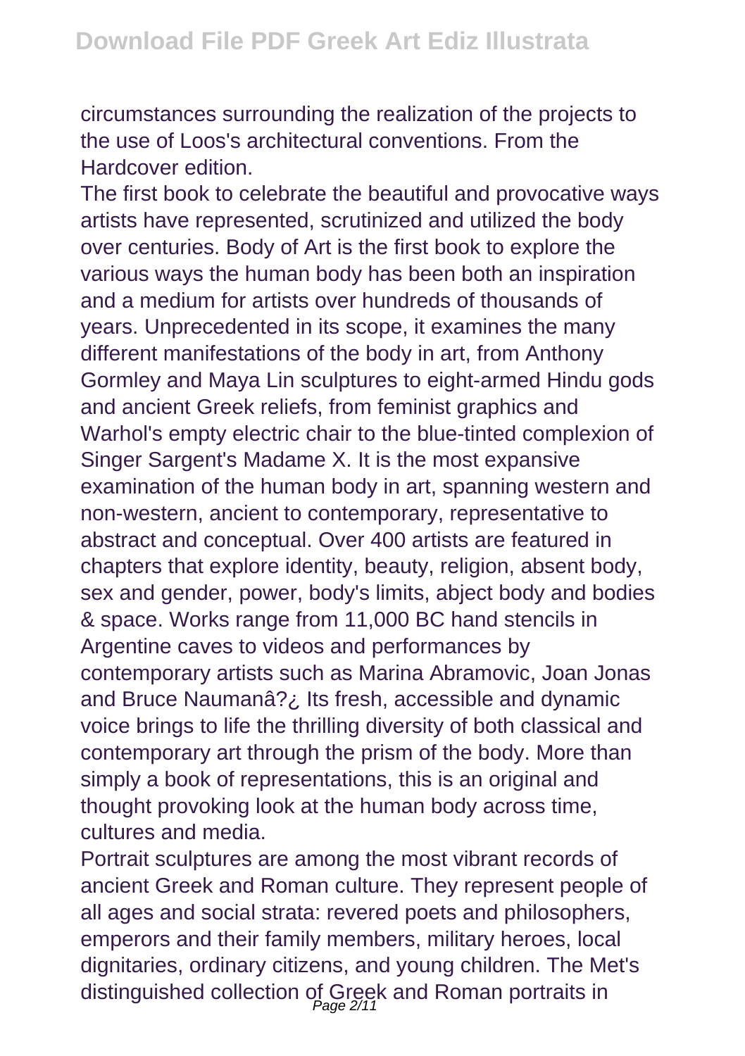circumstances surrounding the realization of the projects to the use of Loos's architectural conventions. From the Hardcover edition.

The first book to celebrate the beautiful and provocative ways artists have represented, scrutinized and utilized the body over centuries. Body of Art is the first book to explore the various ways the human body has been both an inspiration and a medium for artists over hundreds of thousands of years. Unprecedented in its scope, it examines the many different manifestations of the body in art, from Anthony Gormley and Maya Lin sculptures to eight-armed Hindu gods and ancient Greek reliefs, from feminist graphics and Warhol's empty electric chair to the blue-tinted complexion of Singer Sargent's Madame X. It is the most expansive examination of the human body in art, spanning western and non-western, ancient to contemporary, representative to abstract and conceptual. Over 400 artists are featured in chapters that explore identity, beauty, religion, absent body, sex and gender, power, body's limits, abject body and bodies & space. Works range from 11,000 BC hand stencils in Argentine caves to videos and performances by contemporary artists such as Marina Abramovic, Joan Jonas and Bruce Naumanâ?¿ Its fresh, accessible and dynamic voice brings to life the thrilling diversity of both classical and contemporary art through the prism of the body. More than simply a book of representations, this is an original and thought provoking look at the human body across time, cultures and media.

Portrait sculptures are among the most vibrant records of ancient Greek and Roman culture. They represent people of all ages and social strata: revered poets and philosophers, emperors and their family members, military heroes, local dignitaries, ordinary citizens, and young children. The Met's distinguished collection of Greek and Roman portraits in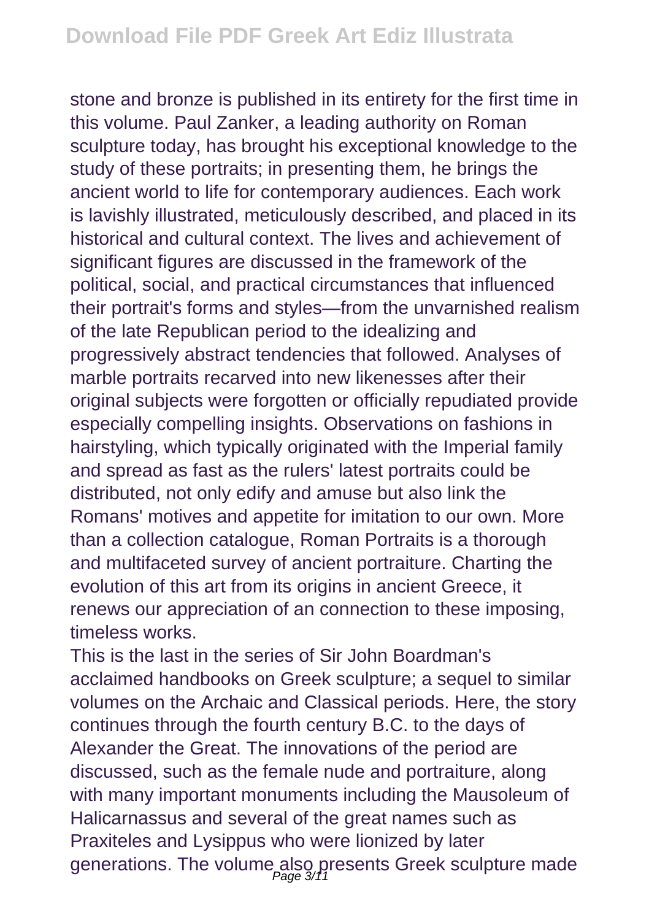stone and bronze is published in its entirety for the first time in this volume. Paul Zanker, a leading authority on Roman sculpture today, has brought his exceptional knowledge to the study of these portraits; in presenting them, he brings the ancient world to life for contemporary audiences. Each work is lavishly illustrated, meticulously described, and placed in its historical and cultural context. The lives and achievement of significant figures are discussed in the framework of the political, social, and practical circumstances that influenced their portrait's forms and styles—from the unvarnished realism of the late Republican period to the idealizing and progressively abstract tendencies that followed. Analyses of marble portraits recarved into new likenesses after their original subjects were forgotten or officially repudiated provide especially compelling insights. Observations on fashions in hairstyling, which typically originated with the Imperial family and spread as fast as the rulers' latest portraits could be distributed, not only edify and amuse but also link the Romans' motives and appetite for imitation to our own. More than a collection catalogue, Roman Portraits is a thorough and multifaceted survey of ancient portraiture. Charting the evolution of this art from its origins in ancient Greece, it renews our appreciation of an connection to these imposing, timeless works.

This is the last in the series of Sir John Boardman's acclaimed handbooks on Greek sculpture; a sequel to similar volumes on the Archaic and Classical periods. Here, the story continues through the fourth century B.C. to the days of Alexander the Great. The innovations of the period are discussed, such as the female nude and portraiture, along with many important monuments including the Mausoleum of Halicarnassus and several of the great names such as Praxiteles and Lysippus who were lionized by later generations. The volume also presents Greek sculpture made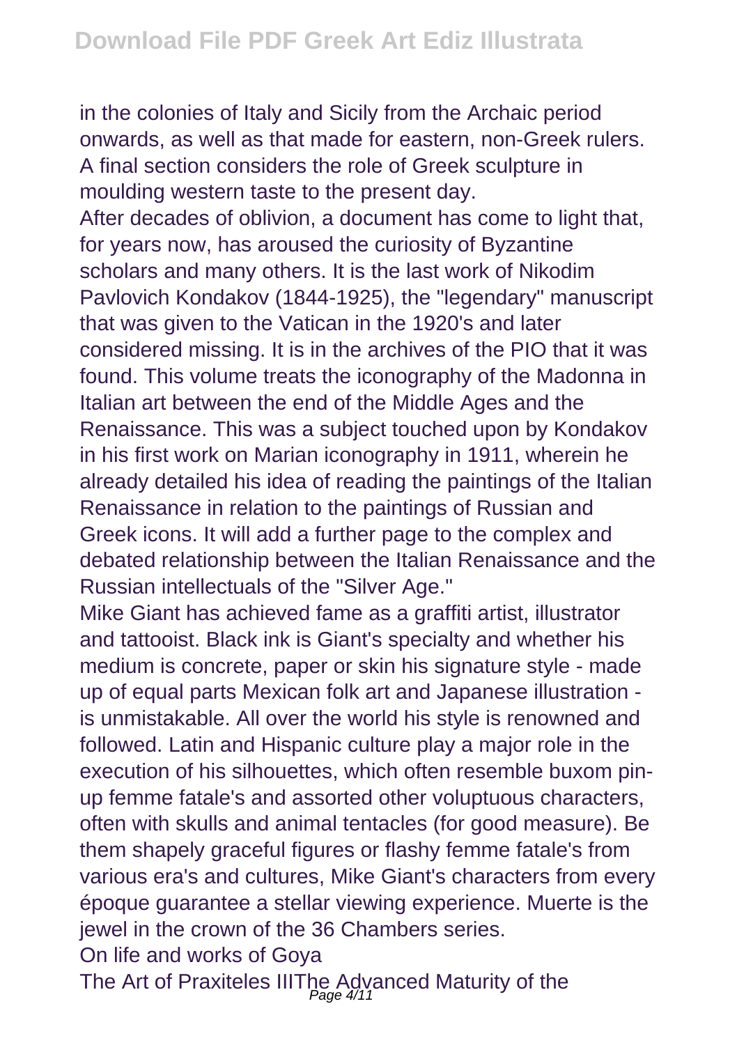in the colonies of Italy and Sicily from the Archaic period onwards, as well as that made for eastern, non-Greek rulers. A final section considers the role of Greek sculpture in moulding western taste to the present day.

After decades of oblivion, a document has come to light that, for years now, has aroused the curiosity of Byzantine scholars and many others. It is the last work of Nikodim Pavlovich Kondakov (1844-1925), the "legendary" manuscript that was given to the Vatican in the 1920's and later considered missing. It is in the archives of the PIO that it was found. This volume treats the iconography of the Madonna in Italian art between the end of the Middle Ages and the Renaissance. This was a subject touched upon by Kondakov in his first work on Marian iconography in 1911, wherein he already detailed his idea of reading the paintings of the Italian Renaissance in relation to the paintings of Russian and Greek icons. It will add a further page to the complex and debated relationship between the Italian Renaissance and the Russian intellectuals of the "Silver Age."

Mike Giant has achieved fame as a graffiti artist, illustrator and tattooist. Black ink is Giant's specialty and whether his medium is concrete, paper or skin his signature style - made up of equal parts Mexican folk art and Japanese illustration - is unmistakable. All over the world his style is renowned and followed. Latin and Hispanic culture play a major role in the execution of his silhouettes, which often resemble buxom pin-up femme fatale's and assorted other voluptuous characters, often with skulls and animal tentacles (for good measure). Be them shapely graceful figures or flashy femme fatale's from various era's and cultures, Mike Giant's characters from every époque guarantee a stellar viewing experience. Muerte is the jewel in the crown of the 36 Chambers series.

On life and works of Goya

The Art of Praxiteles IIIThe Advanced Maturity of the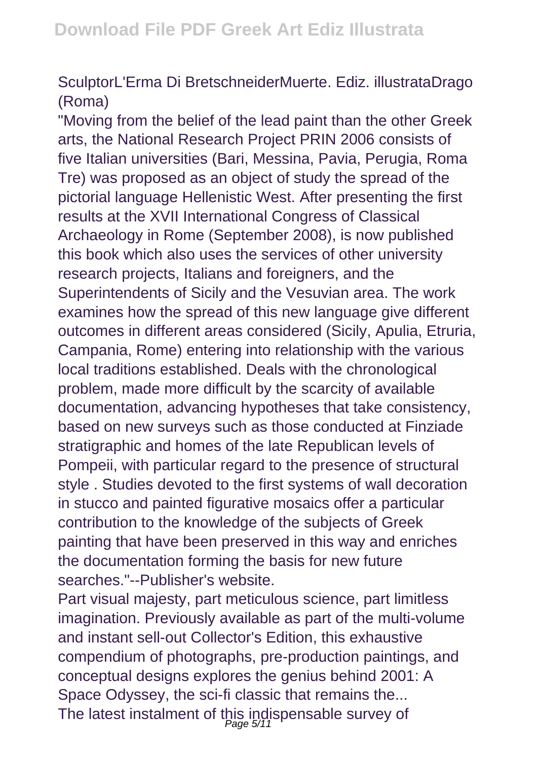SculptorL'Erma Di BretschneiderMuerte. Ediz. illustrataDrago (Roma)

"Moving from the belief of the lead paint than the other Greek arts, the National Research Project PRIN 2006 consists of five Italian universities (Bari, Messina, Pavia, Perugia, Roma Tre) was proposed as an object of study the spread of the pictorial language Hellenistic West. After presenting the first results at the XVII International Congress of Classical Archaeology in Rome (September 2008), is now published this book which also uses the services of other university research projects, Italians and foreigners, and the Superintendents of Sicily and the Vesuvian area. The work examines how the spread of this new language give different outcomes in different areas considered (Sicily, Apulia, Etruria, Campania, Rome) entering into relationship with the various local traditions established. Deals with the chronological problem, made more difficult by the scarcity of available documentation, advancing hypotheses that take consistency, based on new surveys such as those conducted at Finziade stratigraphic and homes of the late Republican levels of Pompeii, with particular regard to the presence of structural style . Studies devoted to the first systems of wall decoration in stucco and painted figurative mosaics offer a particular contribution to the knowledge of the subjects of Greek painting that have been preserved in this way and enriches the documentation forming the basis for new future searches."--Publisher's website.

Part visual majesty, part meticulous science, part limitless imagination. Previously available as part of the multi-volume and instant sell-out Collector's Edition, this exhaustive compendium of photographs, pre-production paintings, and conceptual designs explores the genius behind 2001: A Space Odyssey, the sci-fi classic that remains the...

The latest instalment of this indispensable survey of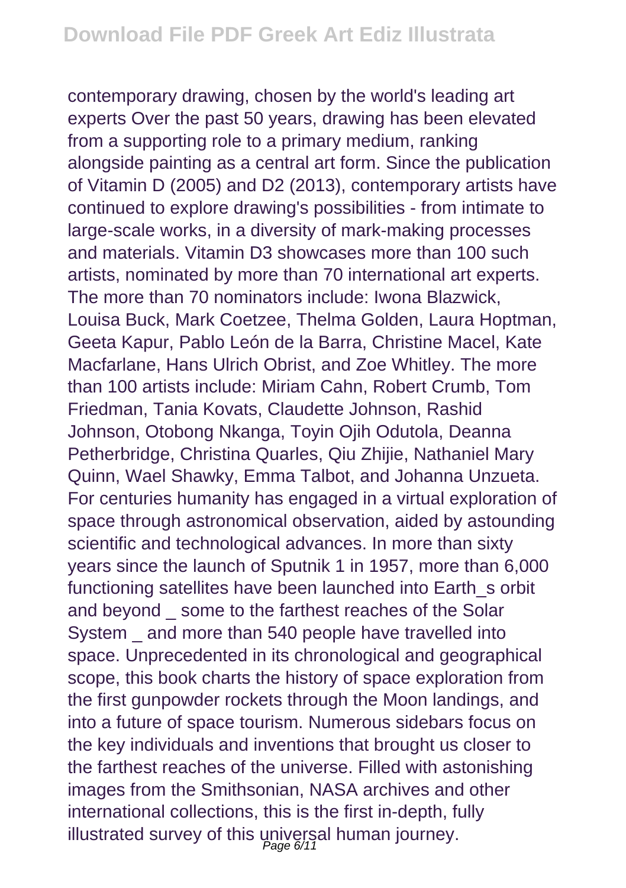contemporary drawing, chosen by the world's leading art experts Over the past 50 years, drawing has been elevated from a supporting role to a primary medium, ranking alongside painting as a central art form. Since the publication of Vitamin D (2005) and D2 (2013), contemporary artists have continued to explore drawing's possibilities - from intimate to large-scale works, in a diversity of mark-making processes and materials. Vitamin D3 showcases more than 100 such artists, nominated by more than 70 international art experts. The more than 70 nominators include: Iwona Blazwick, Louisa Buck, Mark Coetzee, Thelma Golden, Laura Hoptman, Geeta Kapur, Pablo León de la Barra, Christine Macel, Kate Macfarlane, Hans Ulrich Obrist, and Zoe Whitley. The more than 100 artists include: Miriam Cahn, Robert Crumb, Tom Friedman, Tania Kovats, Claudette Johnson, Rashid Johnson, Otobong Nkanga, Toyin Ojih Odutola, Deanna Petherbridge, Christina Quarles, Qiu Zhijie, Nathaniel Mary Quinn, Wael Shawky, Emma Talbot, and Johanna Unzueta. For centuries humanity has engaged in a virtual exploration of space through astronomical observation, aided by astounding scientific and technological advances. In more than sixty years since the launch of Sputnik 1 in 1957, more than 6,000 functioning satellites have been launched into Earth_s orbit and beyond _ some to the farthest reaches of the Solar System _ and more than 540 people have travelled into space. Unprecedented in its chronological and geographical scope, this book charts the history of space exploration from the first gunpowder rockets through the Moon landings, and into a future of space tourism. Numerous sidebars focus on the key individuals and inventions that brought us closer to the farthest reaches of the universe. Filled with astonishing images from the Smithsonian, NASA archives and other international collections, this is the first in-depth, fully illustrated survey of this universal human journey.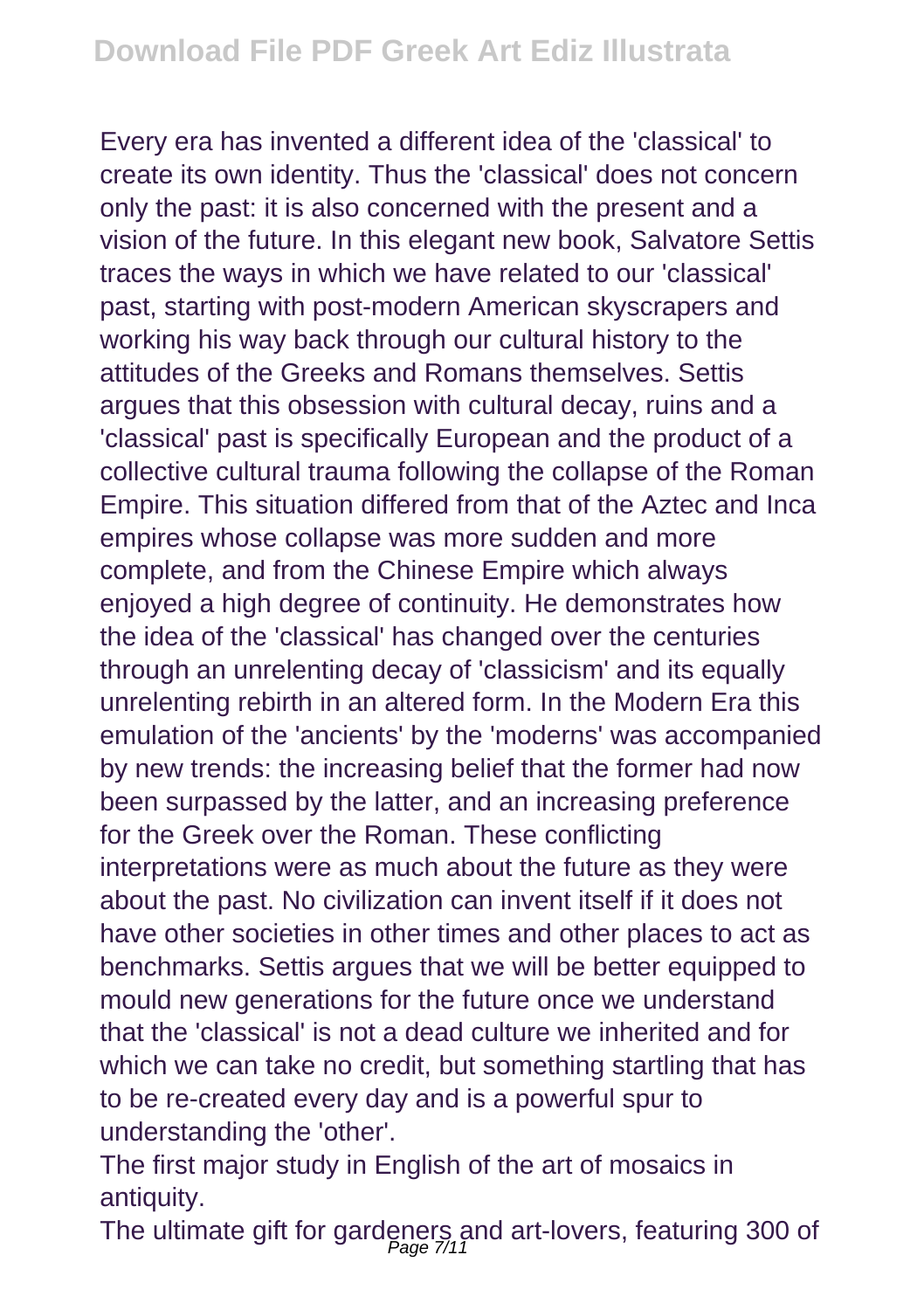Every era has invented a different idea of the 'classical' to create its own identity. Thus the 'classical' does not concern only the past: it is also concerned with the present and a vision of the future. In this elegant new book, Salvatore Settis traces the ways in which we have related to our 'classical' past, starting with post-modern American skyscrapers and working his way back through our cultural history to the attitudes of the Greeks and Romans themselves. Settis argues that this obsession with cultural decay, ruins and a 'classical' past is specifically European and the product of a collective cultural trauma following the collapse of the Roman Empire. This situation differed from that of the Aztec and Inca empires whose collapse was more sudden and more complete, and from the Chinese Empire which always enjoyed a high degree of continuity. He demonstrates how the idea of the 'classical' has changed over the centuries through an unrelenting decay of 'classicism' and its equally unrelenting rebirth in an altered form. In the Modern Era this emulation of the 'ancients' by the 'moderns' was accompanied by new trends: the increasing belief that the former had now been surpassed by the latter, and an increasing preference for the Greek over the Roman. These conflicting interpretations were as much about the future as they were about the past. No civilization can invent itself if it does not have other societies in other times and other places to act as benchmarks. Settis argues that we will be better equipped to mould new generations for the future once we understand that the 'classical' is not a dead culture we inherited and for which we can take no credit, but something startling that has to be re-created every day and is a powerful spur to understanding the 'other'.

The first major study in English of the art of mosaics in antiquity.

The ultimate gift for gardeners and art-lovers, featuring 300 of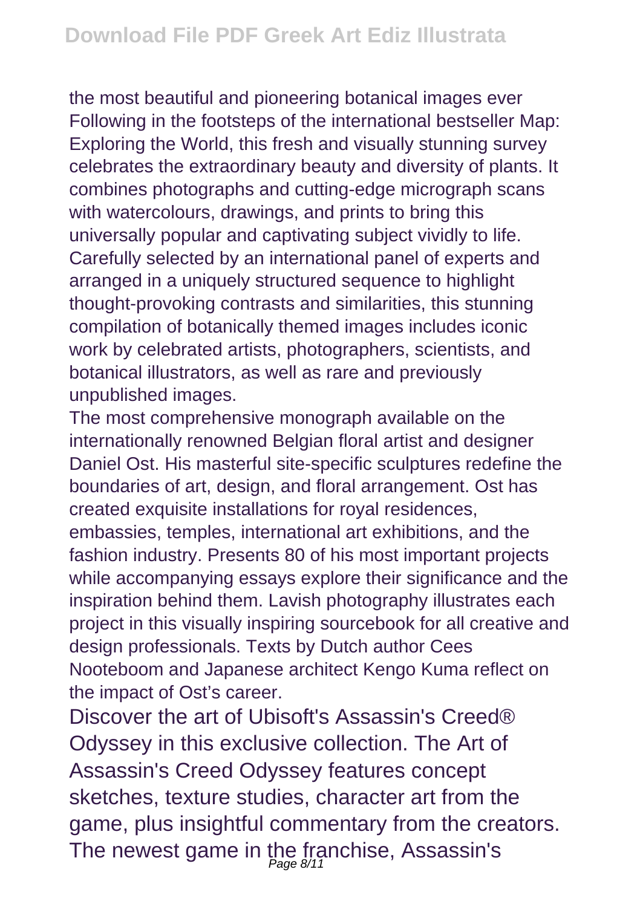the most beautiful and pioneering botanical images ever Following in the footsteps of the international bestseller Map: Exploring the World, this fresh and visually stunning survey celebrates the extraordinary beauty and diversity of plants. It combines photographs and cutting-edge micrograph scans with watercolours, drawings, and prints to bring this universally popular and captivating subject vividly to life. Carefully selected by an international panel of experts and arranged in a uniquely structured sequence to highlight thought-provoking contrasts and similarities, this stunning compilation of botanically themed images includes iconic work by celebrated artists, photographers, scientists, and botanical illustrators, as well as rare and previously unpublished images.

The most comprehensive monograph available on the internationally renowned Belgian floral artist and designer Daniel Ost. His masterful site-specific sculptures redefine the boundaries of art, design, and floral arrangement. Ost has created exquisite installations for royal residences, embassies, temples, international art exhibitions, and the fashion industry. Presents 80 of his most important projects while accompanying essays explore their significance and the inspiration behind them. Lavish photography illustrates each project in this visually inspiring sourcebook for all creative and design professionals. Texts by Dutch author Cees Nooteboom and Japanese architect Kengo Kuma reflect on the impact of Ost's career.

Discover the art of Ubisoft's Assassin's Creed® Odyssey in this exclusive collection. The Art of Assassin's Creed Odyssey features concept sketches, texture studies, character art from the game, plus insightful commentary from the creators. The newest game in the franchise, Assassin's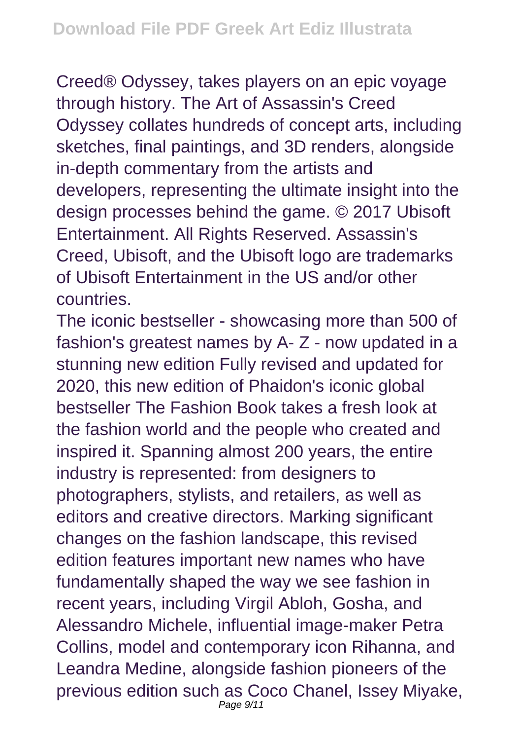Creed® Odyssey, takes players on an epic voyage through history. The Art of Assassin's Creed Odyssey collates hundreds of concept arts, including sketches, final paintings, and 3D renders, alongside in-depth commentary from the artists and developers, representing the ultimate insight into the design processes behind the game. © 2017 Ubisoft Entertainment. All Rights Reserved. Assassin's Creed, Ubisoft, and the Ubisoft logo are trademarks of Ubisoft Entertainment in the US and/or other countries.

The iconic bestseller - showcasing more than 500 of fashion's greatest names by A- Z - now updated in a stunning new edition Fully revised and updated for 2020, this new edition of Phaidon's iconic global bestseller The Fashion Book takes a fresh look at the fashion world and the people who created and inspired it. Spanning almost 200 years, the entire industry is represented: from designers to photographers, stylists, and retailers, as well as editors and creative directors. Marking significant changes on the fashion landscape, this revised edition features important new names who have fundamentally shaped the way we see fashion in recent years, including Virgil Abloh, Gosha, and Alessandro Michele, influential image-maker Petra Collins, model and contemporary icon Rihanna, and Leandra Medine, alongside fashion pioneers of the previous edition such as Coco Chanel, Issey Miyake,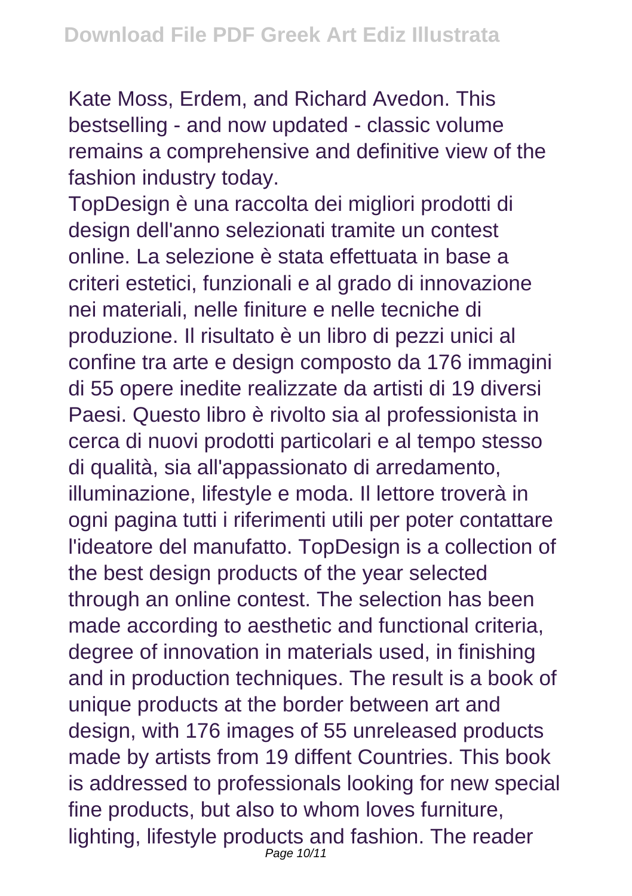Kate Moss, Erdem, and Richard Avedon. This bestselling - and now updated - classic volume remains a comprehensive and definitive view of the fashion industry today.

TopDesign è una raccolta dei migliori prodotti di design dell'anno selezionati tramite un contest online. La selezione è stata effettuata in base a criteri estetici, funzionali e al grado di innovazione nei materiali, nelle finiture e nelle tecniche di produzione. Il risultato è un libro di pezzi unici al confine tra arte e design composto da 176 immagini di 55 opere inedite realizzate da artisti di 19 diversi Paesi. Questo libro è rivolto sia al professionista in cerca di nuovi prodotti particolari e al tempo stesso di qualità, sia all'appassionato di arredamento, illuminazione, lifestyle e moda. Il lettore troverà in ogni pagina tutti i riferimenti utili per poter contattare l'ideatore del manufatto. TopDesign is a collection of the best design products of the year selected through an online contest. The selection has been made according to aesthetic and functional criteria, degree of innovation in materials used, in finishing and in production techniques. The result is a book of unique products at the border between art and design, with 176 images of 55 unreleased products made by artists from 19 diffent Countries. This book is addressed to professionals looking for new special fine products, but also to whom loves furniture, lighting, lifestyle products and fashion. The reader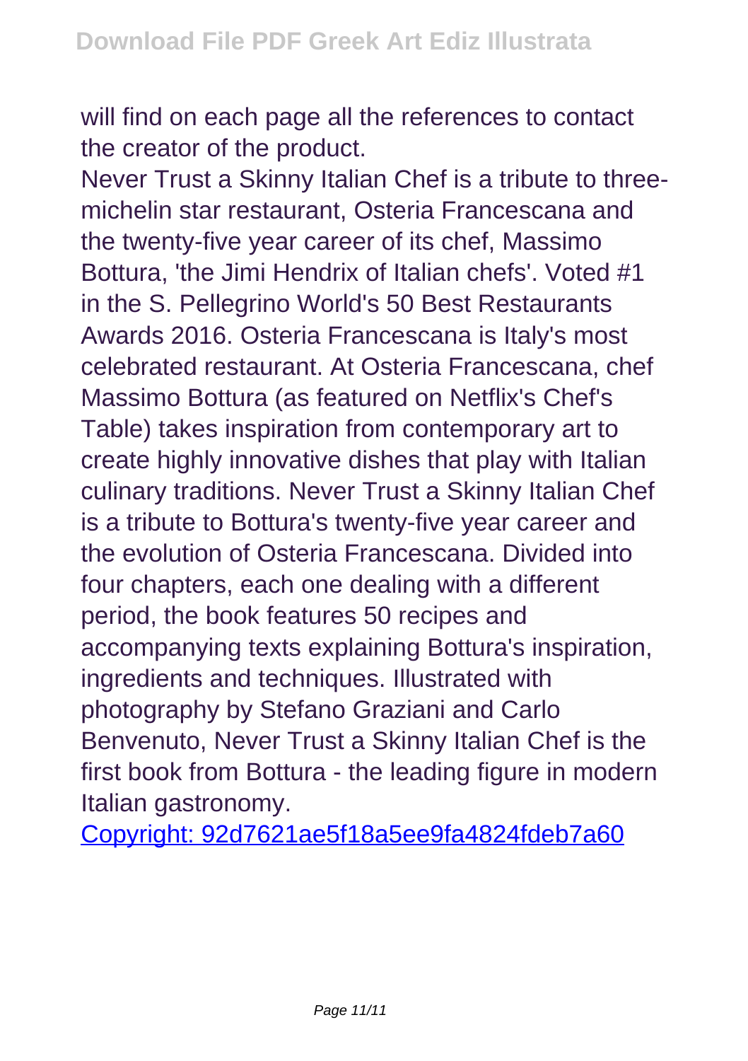will find on each page all the references to contact the creator of the product.

Never Trust a Skinny Italian Chef is a tribute to three-michelin star restaurant, Osteria Francescana and the twenty-five year career of its chef, Massimo Bottura, 'the Jimi Hendrix of Italian chefs'. Voted #1 in the S. Pellegrino World's 50 Best Restaurants Awards 2016. Osteria Francescana is Italy's most celebrated restaurant. At Osteria Francescana, chef Massimo Bottura (as featured on Netflix's Chef's Table) takes inspiration from contemporary art to create highly innovative dishes that play with Italian culinary traditions. Never Trust a Skinny Italian Chef is a tribute to Bottura's twenty-five year career and the evolution of Osteria Francescana. Divided into four chapters, each one dealing with a different period, the book features 50 recipes and accompanying texts explaining Bottura's inspiration, ingredients and techniques. Illustrated with photography by Stefano Graziani and Carlo Benvenuto, Never Trust a Skinny Italian Chef is the first book from Bottura - the leading figure in modern Italian gastronomy.

Copyright: 92d7621ae5f18a5ee9fa4824fdeb7a60